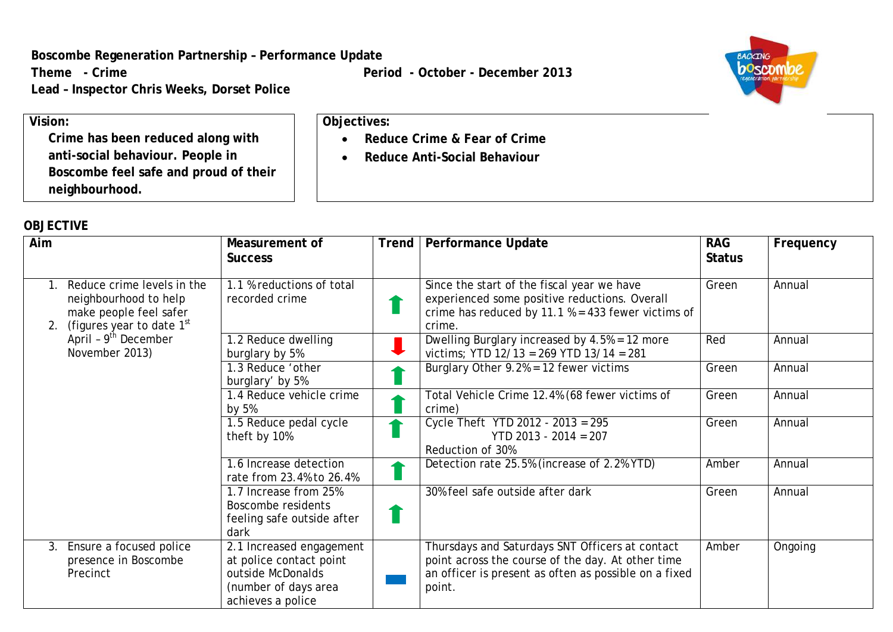**Boscombe Regeneration Partnership – Performance Update**

**Theme - Crime** **Period - October - December 2013**

**Lead – Inspector Chris Weeks, Dorset Police**

| **Vision:** | **Objectives:** |
|---|---|
| **Crime has been reduced along with anti-social behaviour. People in Boscombe feel safe and proud of their neighbourhood.** | • **Reduce Crime & Fear of Crime**<br>• **Reduce Anti-Social Behaviour** |

**OBJECTIVE**

| Aim | Measurement of Success | Trend | Performance Update | RAG Status | Frequency |
|---|---|---|---|---|---|
| 1. Reduce crime levels in the neighbourhood to help make people feel safer<br>2. (figures year to date 1st April – 9th December November 2013) | 1.1 % reductions of total recorded crime | ↑ | Since the start of the fiscal year we have experienced some positive reductions. Overall crime has reduced by 11.1 % = 433 fewer victims of crime. | Green | Annual |
| | 1.2 Reduce dwelling burglary by 5% | ↓ | Dwelling Burglary increased by 4.5% = 12 more victims; YTD 12/13 = 269 YTD 13/14 = 281 | Red | Annual |
| | 1.3 Reduce 'other burglary' by 5% | ↑ | Burglary Other 9.2% = 12 fewer victims | Green | Annual |
| | 1.4 Reduce vehicle crime by 5% | ↑ | Total Vehicle Crime 12.4% (68 fewer victims of crime) | Green | Annual |
| | 1.5 Reduce pedal cycle theft by 10% | ↑ | Cycle Theft YTD 2012 - 2013 = 295<br>YTD 2013 - 2014 = 207<br>Reduction of 30% | Green | Annual |
| | 1.6 Increase detection rate from 23.4% to 26.4% | ↑ | Detection rate 25.5% (increase of 2.2% YTD) | Amber | Annual |
| | 1.7 Increase from 25% Boscombe residents feeling safe outside after dark | ↑ | 30% feel safe outside after dark | Green | Annual |
| 3. Ensure a focused police presence in Boscombe Precinct | 2.1 Increased engagement at police contact point outside McDonalds (number of days area achieves a police | ▬ | Thursdays and Saturdays SNT Officers at contact point across the course of the day. At other time an officer is present as often as possible on a fixed point. | Amber | Ongoing |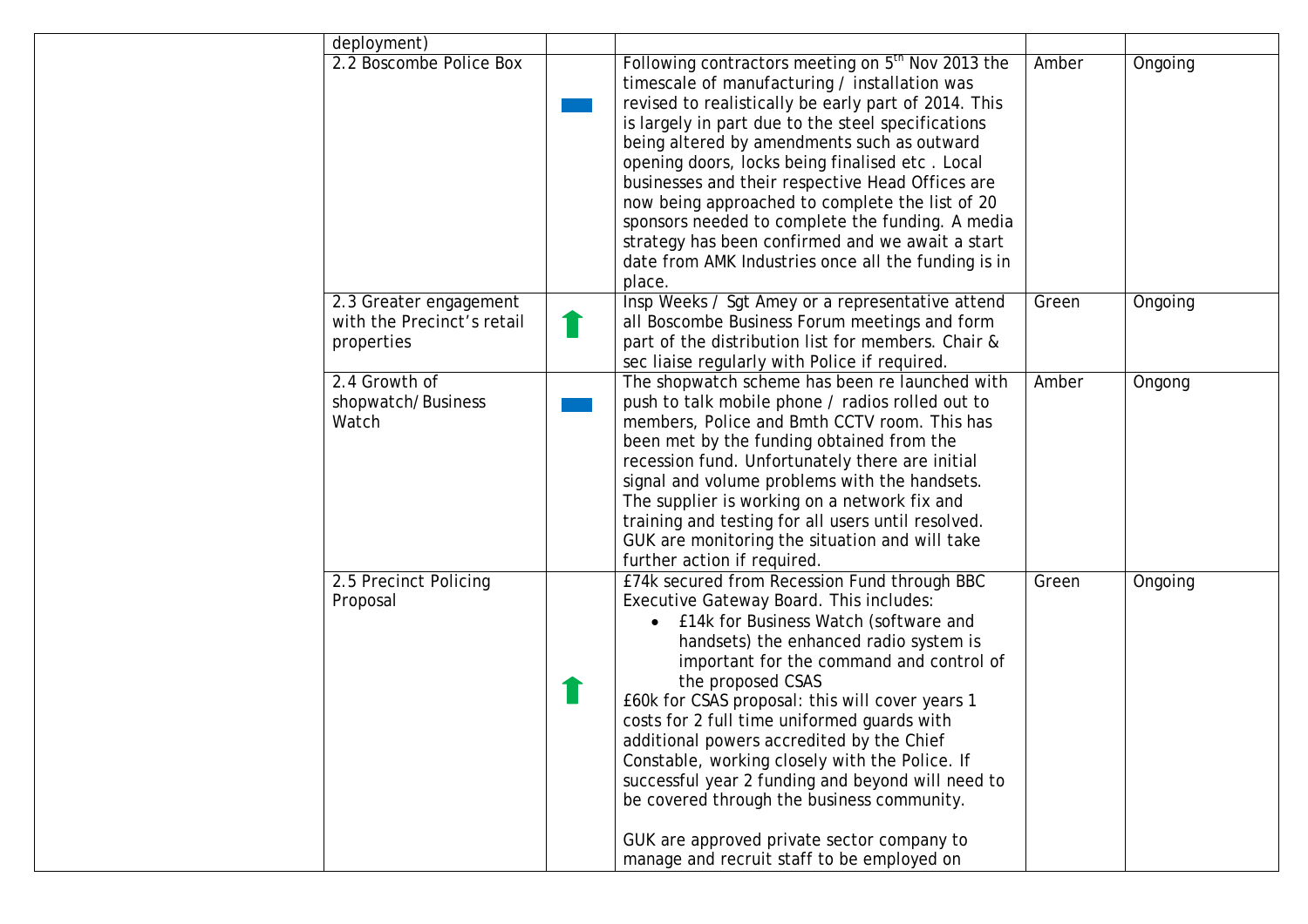| | | | | | |
|---|---|---|---|---|---|
| | deployment) | | | | |
| | 2.2 Boscombe Police Box | ▬ | Following contractors meeting on 5th Nov 2013 the timescale of manufacturing / installation was revised to realistically be early part of 2014. This is largely in part due to the steel specifications being altered by amendments such as outward opening doors, locks being finalised etc . Local businesses and their respective Head Offices are now being approached to complete the list of 20 sponsors needed to complete the funding. A media strategy has been confirmed and we await a start date from AMK Industries once all the funding is in place. | Amber | Ongoing |
| | 2.3 Greater engagement with the Precinct's retail properties | ⬆ | Insp Weeks / Sgt Amey or a representative attend all Boscombe Business Forum meetings and form part of the distribution list for members. Chair & sec liaise regularly with Police if required. | Green | Ongoing |
| | 2.4 Growth of shopwatch/Business Watch | ▬ | The shopwatch scheme has been re launched with push to talk mobile phone / radios rolled out to members, Police and Bmth CCTV room. This has been met by the funding obtained from the recession fund. Unfortunately there are initial signal and volume problems with the handsets. The supplier is working on a network fix and training and testing for all users until resolved. GUK are monitoring the situation and will take further action if required. | Amber | Ongong |
| | 2.5 Precinct Policing Proposal | ⬆ | £74k secured from Recession Fund through BBC Executive Gateway Board. This includes:<br>• £14k for Business Watch (software and handsets) the enhanced radio system is important for the command and control of the proposed CSAS<br>£60k for CSAS proposal: this will cover years 1 costs for 2 full time uniformed guards with additional powers accredited by the Chief Constable, working closely with the Police. If successful year 2 funding and beyond will need to be covered through the business community.<br><br>GUK are approved private sector company to manage and recruit staff to be employed on | Green | Ongoing |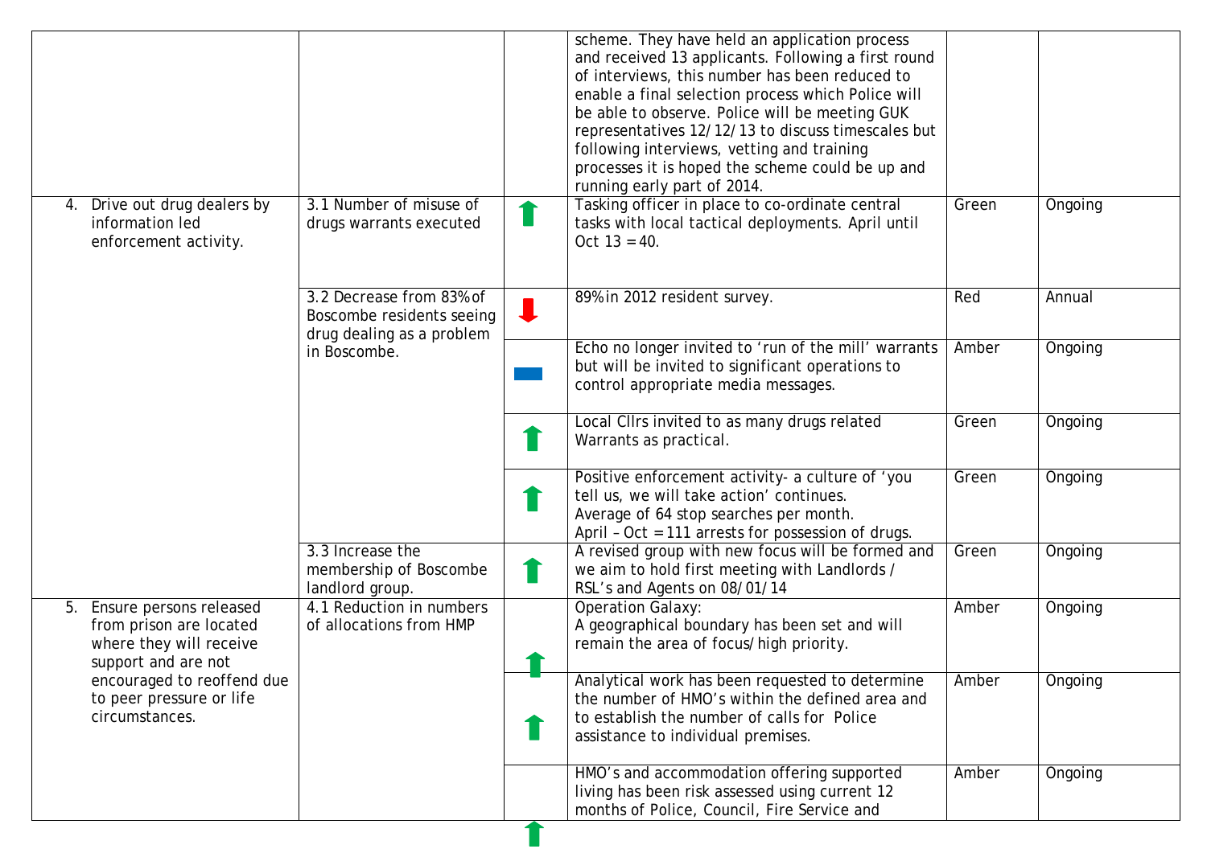| | | | | | |
|---|---|---|---|---|---|
| | | | scheme. They have held an application process and received 13 applicants. Following a first round of interviews, this number has been reduced to enable a final selection process which Police will be able to observe. Police will be meeting GUK representatives 12/12/13 to discuss timescales but following interviews, vetting and training processes it is hoped the scheme could be up and running early part of 2014. | | |
| 4. Drive out drug dealers by information led enforcement activity. | 3.1 Number of misuse of drugs warrants executed | ⬆ | Tasking officer in place to co-ordinate central tasks with local tactical deployments. April until Oct 13 = 40. | Green | Ongoing |
| | 3.2 Decrease from 83% of Boscombe residents seeing drug dealing as a problem in Boscombe. | ⬇ | 89% in 2012 resident survey. | Red | Annual |
| | | ▬ | Echo no longer invited to 'run of the mill' warrants but will be invited to significant operations to control appropriate media messages. | Amber | Ongoing |
| | | ⬆ | Local Cllrs invited to as many drugs related Warrants as practical. | Green | Ongoing |
| | | ⬆ | Positive enforcement activity- a culture of 'you tell us, we will take action' continues.<br>Average of 64 stop searches per month.<br>April – Oct = 111 arrests for possession of drugs. | Green | Ongoing |
| | 3.3 Increase the membership of Boscombe landlord group. | ⬆ | A revised group with new focus will be formed and we aim to hold first meeting with Landlords / RSL's and Agents on 08/01/14 | Green | Ongoing |
| 5. Ensure persons released from prison are located where they will receive support and are not encouraged to reoffend due to peer pressure or life circumstances. | 4.1 Reduction in numbers of allocations from HMP | ⬆ | Operation Galaxy:<br>A geographical boundary has been set and will remain the area of focus/high priority. | Amber | Ongoing |
| | | ⬆ | Analytical work has been requested to determine the number of HMO's within the defined area and to establish the number of calls for Police assistance to individual premises. | Amber | Ongoing |
| | | ⬆ | HMO's and accommodation offering supported living has been risk assessed using current 12 months of Police, Council, Fire Service and | Amber | Ongoing |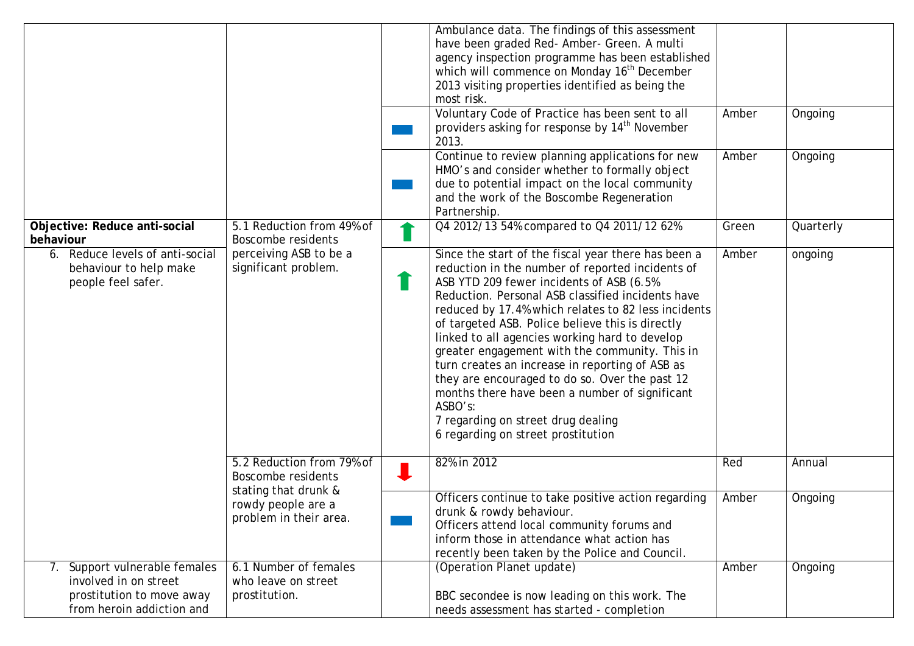| | | | | | |
|---|---|---|---|---|---|
| | | | Ambulance data. The findings of this assessment have been graded Red- Amber- Green. A multi agency inspection programme has been established which will commence on Monday 16th December 2013 visiting properties identified as being the most risk. | | |
| | | ▬ | Voluntary Code of Practice has been sent to all providers asking for response by 14th November 2013. | Amber | Ongoing |
| | | ▬ | Continue to review planning applications for new HMO's and consider whether to formally object due to potential impact on the local community and the work of the Boscombe Regeneration Partnership. | Amber | Ongoing |
| **Objective: Reduce anti-social behaviour**<br>6. Reduce levels of anti-social behaviour to help make people feel safer. | 5.1 Reduction from 49% of Boscombe residents perceiving ASB to be a significant problem. | ⬆ | Q4 2012/13 54% compared to Q4 2011/12 62% | Green | Quarterly |
| | | ⬆ | Since the start of the fiscal year there has been a reduction in the number of reported incidents of ASB YTD 209 fewer incidents of ASB (6.5% Reduction. Personal ASB classified incidents have reduced by 17.4% which relates to 82 less incidents of targeted ASB. Police believe this is directly linked to all agencies working hard to develop greater engagement with the community. This in turn creates an increase in reporting of ASB as they are encouraged to do so. Over the past 12 months there have been a number of significant ASBO's:<br>7 regarding on street drug dealing<br>6 regarding on street prostitution | Amber | ongoing |
| | 5.2 Reduction from 79% of Boscombe residents stating that drunk & rowdy people are a problem in their area. | ⬇ | 82% in 2012 | Red | Annual |
| | | ▬ | Officers continue to take positive action regarding drunk & rowdy behaviour.<br>Officers attend local community forums and inform those in attendance what action has recently been taken by the Police and Council. | Amber | Ongoing |
| 7. Support vulnerable females involved in on street prostitution to move away from heroin addiction and | 6.1 Number of females who leave on street prostitution. | | (Operation Planet update)<br><br>BBC secondee is now leading on this work. The needs assessment has started - completion | Amber | Ongoing |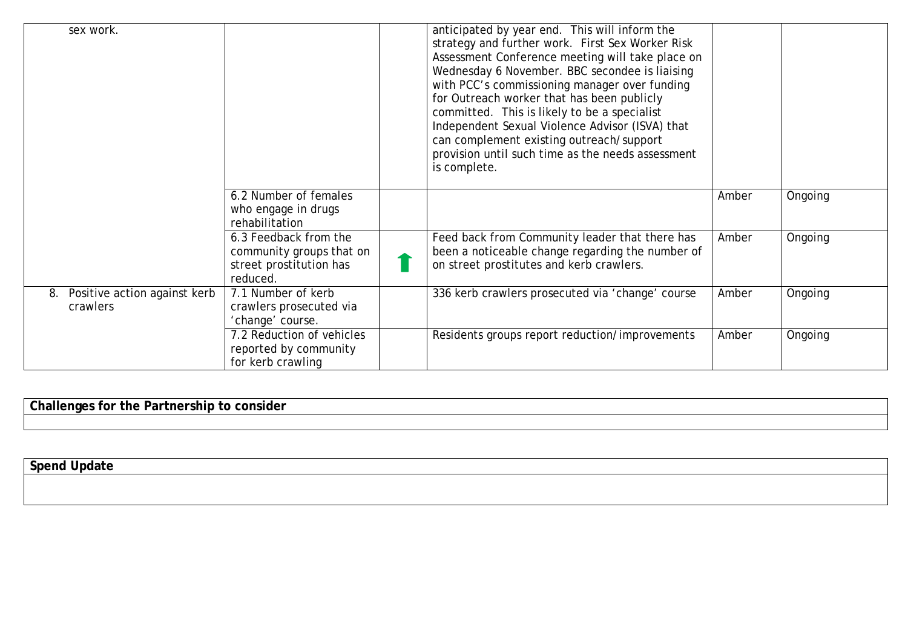| | | | | | |
|---|---|---|---|---|---|
| sex work. | | | anticipated by year end. This will inform the strategy and further work. First Sex Worker Risk Assessment Conference meeting will take place on Wednesday 6 November. BBC secondee is liaising with PCC's commissioning manager over funding for Outreach worker that has been publicly committed. This is likely to be a specialist Independent Sexual Violence Advisor (ISVA) that can complement existing outreach/support provision until such time as the needs assessment is complete. | | |
| | 6.2 Number of females who engage in drugs rehabilitation | | | Amber | Ongoing |
| | 6.3 Feedback from the community groups that on street prostitution has reduced. | ⬆ | Feed back from Community leader that there has been a noticeable change regarding the number of on street prostitutes and kerb crawlers. | Amber | Ongoing |
| 8. Positive action against kerb crawlers | 7.1 Number of kerb crawlers prosecuted via 'change' course. | | 336 kerb crawlers prosecuted via 'change' course | Amber | Ongoing |
| | 7.2 Reduction of vehicles reported by community for kerb crawling | | Residents groups report reduction/improvements | Amber | Ongoing |

| **Challenges for the Partnership to consider** |
|---|
| |

| **Spend Update** |
|---|
| |